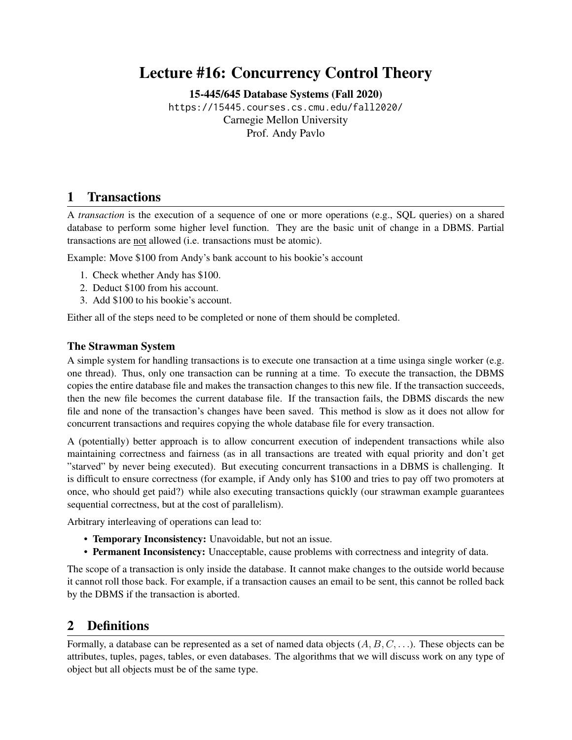# Lecture #16: Concurrency Control Theory

**15-445/645 Database Systems (Fall 2020)**

https://15445.courses.cs.cmu.edu/fall2020/

Carnegie Mellon University

Prof. Andy Pavlo

## 1 Transactions

A *transaction* is the execution of a sequence of one or more operations (e.g., SQL queries) on a shared database to perform some higher level function. They are the basic unit of change in a DBMS. Partial transactions are not allowed (i.e. transactions must be atomic).

Example: Move $100 from Andy's bank account to his bookie's account

1. Check whether Andy has $100.
2. Deduct $100 from his account.
3. Add $100 to his bookie's account.

Either all of the steps need to be completed or none of them should be completed.

### The Strawman System

A simple system for handling transactions is to execute one transaction at a time usinga single worker (e.g. one thread). Thus, only one transaction can be running at a time. To execute the transaction, the DBMS copies the entire database file and makes the transaction changes to this new file. If the transaction succeeds, then the new file becomes the current database file. If the transaction fails, the DBMS discards the new file and none of the transaction's changes have been saved. This method is slow as it does not allow for concurrent transactions and requires copying the whole database file for every transaction.

A (potentially) better approach is to allow concurrent execution of independent transactions while also maintaining correctness and fairness (as in all transactions are treated with equal priority and don't get "starved" by never being executed). But executing concurrent transactions in a DBMS is challenging. It is difficult to ensure correctness (for example, if Andy only has $100 and tries to pay off two promoters at once, who should get paid?) while also executing transactions quickly (our strawman example guarantees sequential correctness, but at the cost of parallelism).

Arbitrary interleaving of operations can lead to:

- **Temporary Inconsistency:** Unavoidable, but not an issue.
- **Permanent Inconsistency:** Unacceptable, cause problems with correctness and integrity of data.

The scope of a transaction is only inside the database. It cannot make changes to the outside world because it cannot roll those back. For example, if a transaction causes an email to be sent, this cannot be rolled back by the DBMS if the transaction is aborted.

## 2 Definitions

Formally, a database can be represented as a set of named data objects ($A, B, C, \ldots$). These objects can be attributes, tuples, pages, tables, or even databases. The algorithms that we will discuss work on any type of object but all objects must be of the same type.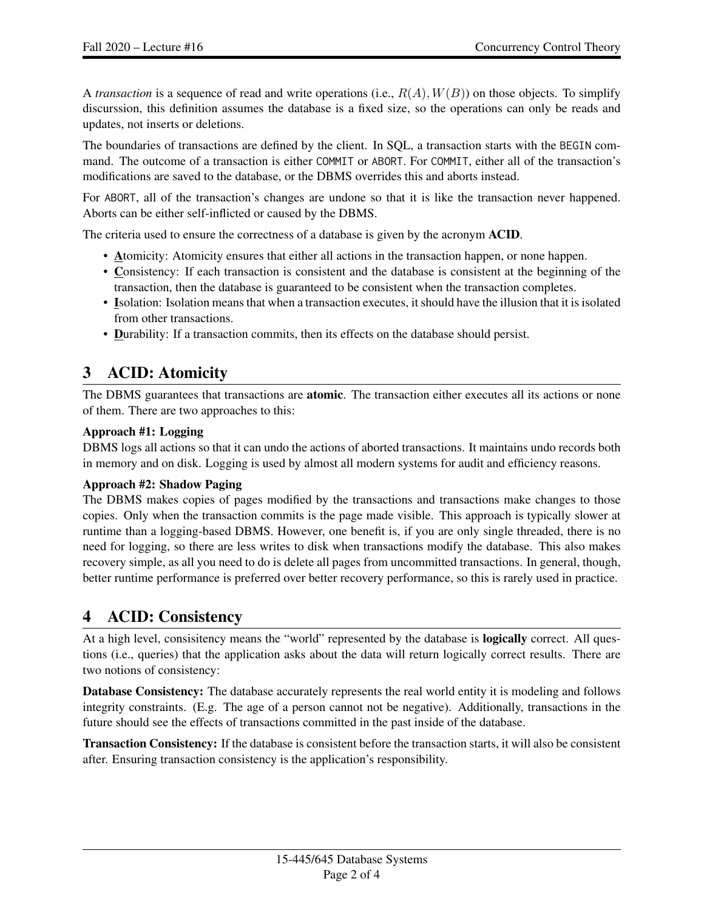A *transaction* is a sequence of read and write operations (i.e., $R(A), W(B)$) on those objects. To simplify discurssion, this definition assumes the database is a fixed size, so the operations can only be reads and updates, not inserts or deletions.

The boundaries of transactions are defined by the client. In SQL, a transaction starts with the `BEGIN` command. The outcome of a transaction is either `COMMIT` or `ABORT`. For `COMMIT`, either all of the transaction's modifications are saved to the database, or the DBMS overrides this and aborts instead.

For `ABORT`, all of the transaction's changes are undone so that it is like the transaction never happened. Aborts can be either self-inflicted or caused by the DBMS.

The criteria used to ensure the correctness of a database is given by the acronym **ACID**.

- **A**tomicity: Atomicity ensures that either all actions in the transaction happen, or none happen.
- **C**onsistency: If each transaction is consistent and the database is consistent at the beginning of the transaction, then the database is guaranteed to be consistent when the transaction completes.
- **I**solation: Isolation means that when a transaction executes, it should have the illusion that it is isolated from other transactions.
- **D**urability: If a transaction commits, then its effects on the database should persist.

# 3 ACID: Atomicity

The DBMS guarantees that transactions are **atomic**. The transaction either executes all its actions or none of them. There are two approaches to this:

**Approach #1: Logging**
DBMS logs all actions so that it can undo the actions of aborted transactions. It maintains undo records both in memory and on disk. Logging is used by almost all modern systems for audit and efficiency reasons.

**Approach #2: Shadow Paging**
The DBMS makes copies of pages modified by the transactions and transactions make changes to those copies. Only when the transaction commits is the page made visible. This approach is typically slower at runtime than a logging-based DBMS. However, one benefit is, if you are only single threaded, there is no need for logging, so there are less writes to disk when transactions modify the database. This also makes recovery simple, as all you need to do is delete all pages from uncommitted transactions. In general, though, better runtime performance is preferred over better recovery performance, so this is rarely used in practice.

# 4 ACID: Consistency

At a high level, consisitency means the "world" represented by the database is **logically** correct. All questions (i.e., queries) that the application asks about the data will return logically correct results. There are two notions of consistency:

**Database Consistency:** The database accurately represents the real world entity it is modeling and follows integrity constraints. (E.g. The age of a person cannot not be negative). Additionally, transactions in the future should see the effects of transactions committed in the past inside of the database.

**Transaction Consistency:** If the database is consistent before the transaction starts, it will also be consistent after. Ensuring transaction consistency is the application's responsibility.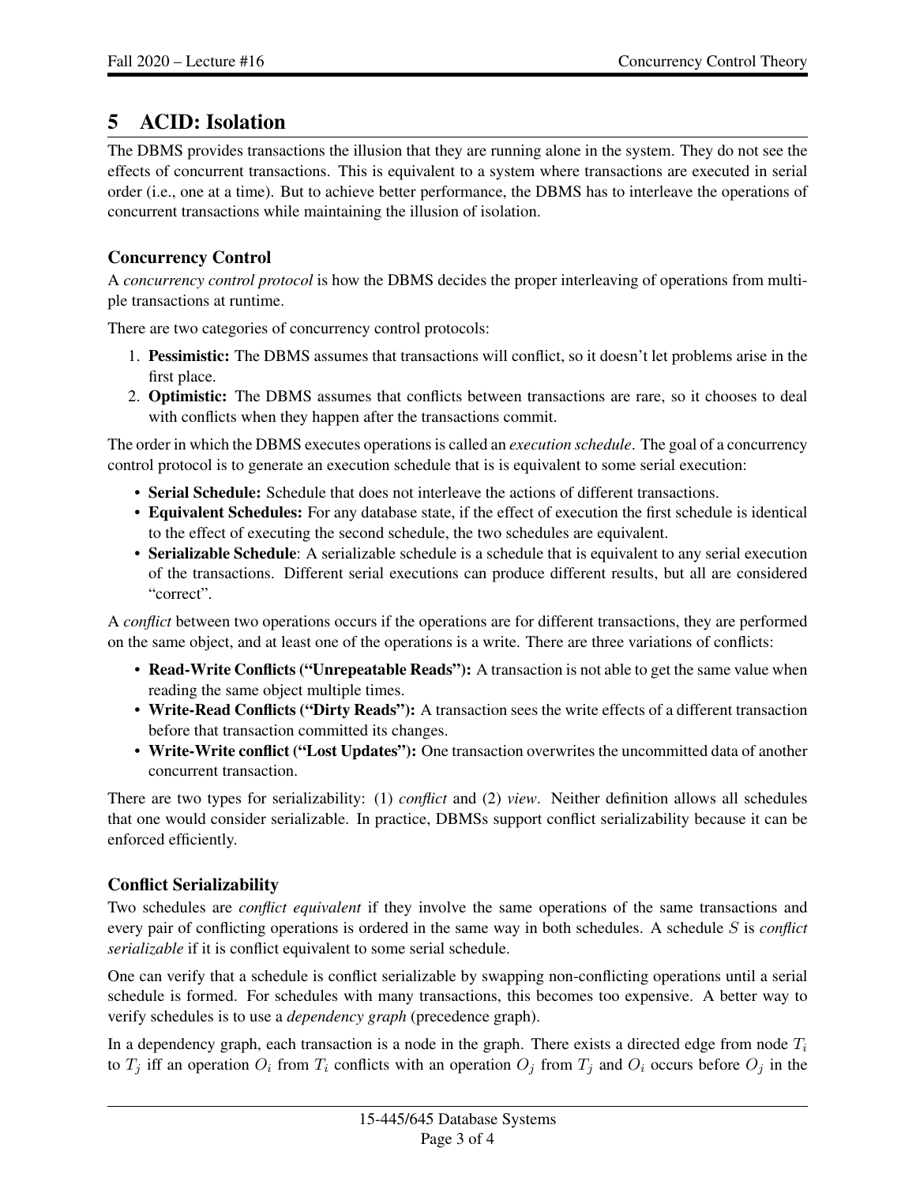# 5 ACID: Isolation

The DBMS provides transactions the illusion that they are running alone in the system. They do not see the effects of concurrent transactions. This is equivalent to a system where transactions are executed in serial order (i.e., one at a time). But to achieve better performance, the DBMS has to interleave the operations of concurrent transactions while maintaining the illusion of isolation.

### Concurrency Control

A *concurrency control protocol* is how the DBMS decides the proper interleaving of operations from multiple transactions at runtime.

There are two categories of concurrency control protocols:

1. **Pessimistic:** The DBMS assumes that transactions will conflict, so it doesn't let problems arise in the first place.
2. **Optimistic:** The DBMS assumes that conflicts between transactions are rare, so it chooses to deal with conflicts when they happen after the transactions commit.

The order in which the DBMS executes operations is called an *execution schedule*. The goal of a concurrency control protocol is to generate an execution schedule that is is equivalent to some serial execution:

- **Serial Schedule:** Schedule that does not interleave the actions of different transactions.
- **Equivalent Schedules:** For any database state, if the effect of execution the first schedule is identical to the effect of executing the second schedule, the two schedules are equivalent.
- **Serializable Schedule**: A serializable schedule is a schedule that is equivalent to any serial execution of the transactions. Different serial executions can produce different results, but all are considered "correct".

A *conflict* between two operations occurs if the operations are for different transactions, they are performed on the same object, and at least one of the operations is a write. There are three variations of conflicts:

- **Read-Write Conflicts ("Unrepeatable Reads"):** A transaction is not able to get the same value when reading the same object multiple times.
- **Write-Read Conflicts ("Dirty Reads"):** A transaction sees the write effects of a different transaction before that transaction committed its changes.
- **Write-Write conflict ("Lost Updates"):** One transaction overwrites the uncommitted data of another concurrent transaction.

There are two types for serializability: (1) *conflict* and (2) *view*. Neither definition allows all schedules that one would consider serializable. In practice, DBMSs support conflict serializability because it can be enforced efficiently.

### Conflict Serializability

Two schedules are *conflict equivalent* if they involve the same operations of the same transactions and every pair of conflicting operations is ordered in the same way in both schedules. A schedule $S$ is *conflict serializable* if it is conflict equivalent to some serial schedule.

One can verify that a schedule is conflict serializable by swapping non-conflicting operations until a serial schedule is formed. For schedules with many transactions, this becomes too expensive. A better way to verify schedules is to use a *dependency graph* (precedence graph).

In a dependency graph, each transaction is a node in the graph. There exists a directed edge from node $T_i$ to $T_j$ iff an operation $O_i$ from $T_i$ conflicts with an operation $O_j$ from $T_j$ and $O_i$ occurs before $O_j$ in the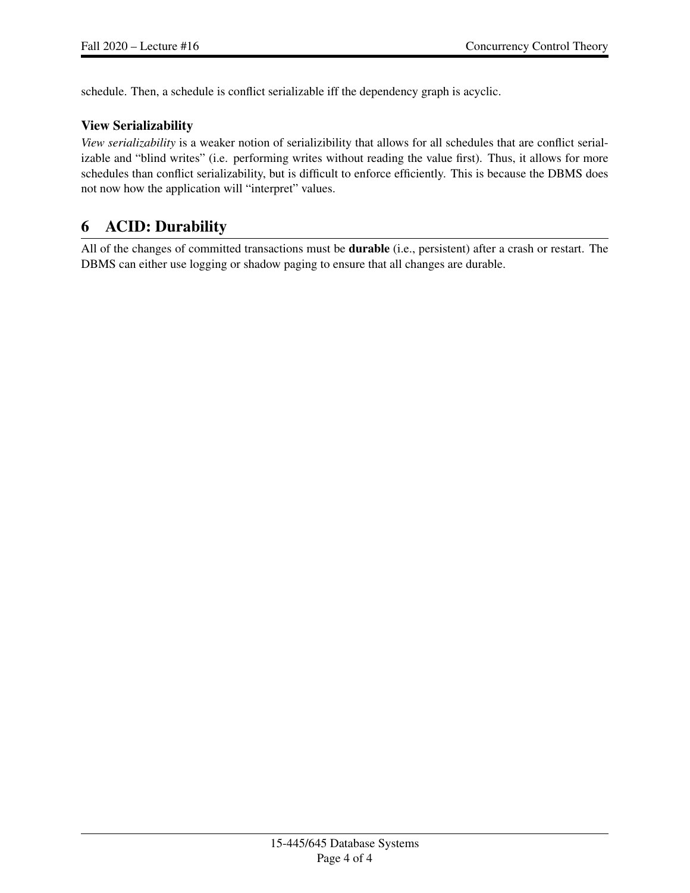schedule. Then, a schedule is conflict serializable iff the dependency graph is acyclic.

### View Serializability

*View serializability* is a weaker notion of serializibility that allows for all schedules that are conflict serializable and "blind writes" (i.e. performing writes without reading the value first). Thus, it allows for more schedules than conflict serializability, but is difficult to enforce efficiently. This is because the DBMS does not now how the application will "interpret" values.

## 6 ACID: Durability

All of the changes of committed transactions must be **durable** (i.e., persistent) after a crash or restart. The DBMS can either use logging or shadow paging to ensure that all changes are durable.